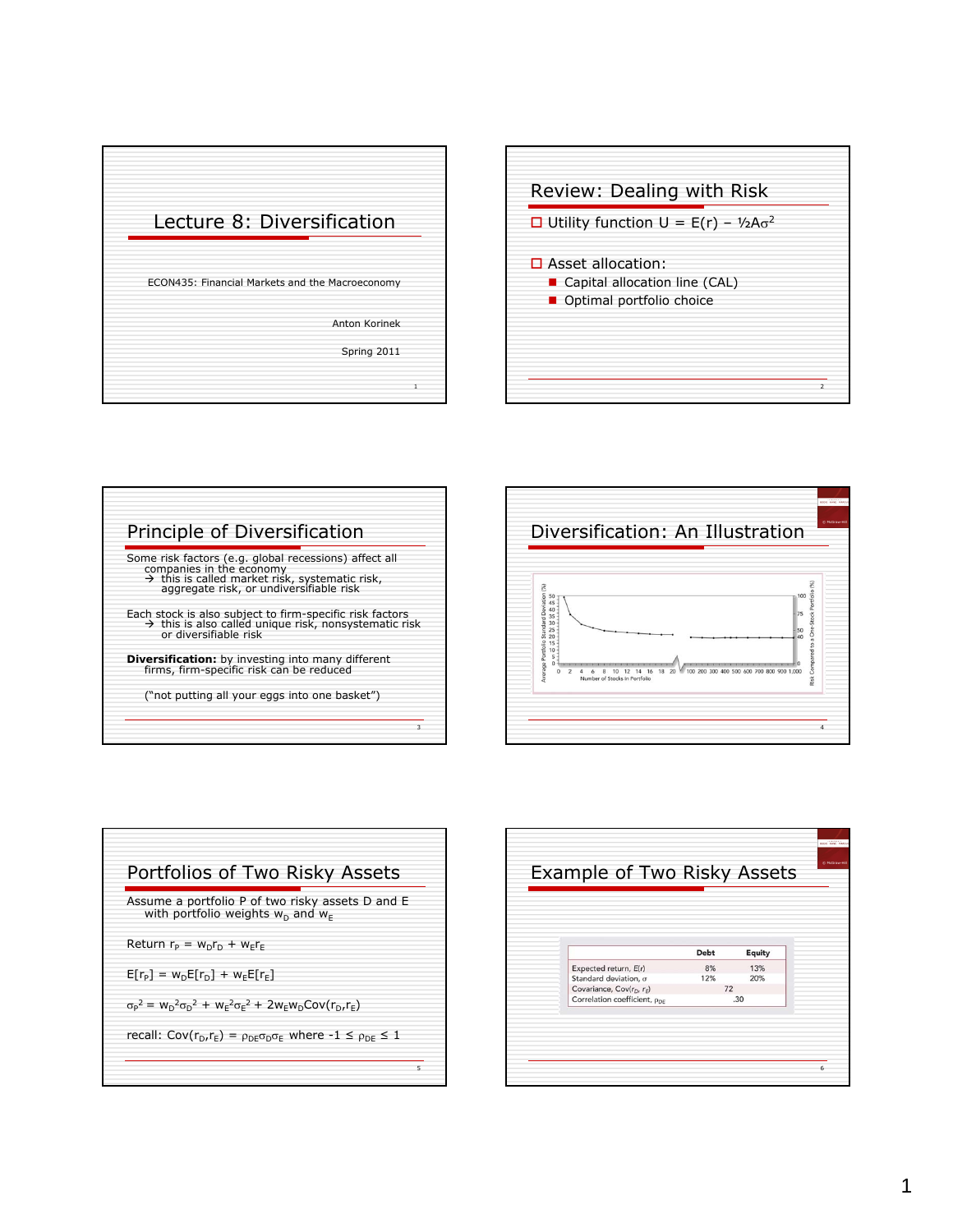# Lecture 8: Diversification

ECON435: Financial Markets and the Macroeconomy

Anton Korinek

Spring 2011

## Review: Dealing with Risk

- Utility function $U = E(r) - \frac{1}{2}A\sigma^2$
- Asset allocation:
  - Capital allocation line (CAL)
  - Optimal portfolio choice

## Principle of Diversification

Some risk factors (e.g. global recessions) affect all companies in the economy
→ this is called market risk, systematic risk, aggregate risk, or undiversifiable risk

Each stock is also subject to firm-specific risk factors
→ this is also called unique risk, nonsystematic risk or diversifiable risk

**Diversification:** by investing into many different firms, firm-specific risk can be reduced

("not putting all your eggs into one basket")

## Diversification: An Illustration

## Portfolios of Two Risky Assets

Assume a portfolio P of two risky assets D and E with portfolio weights $w_D$ and $w_E$

Return $r_P = w_D r_D + w_E r_E$

$E[r_P] = w_D E[r_D] + w_E E[r_E]$

$\sigma_P^2 = w_D^2 \sigma_D^2 + w_E^2 \sigma_E^2 + 2 w_E w_D Cov(r_D, r_E)$

recall: $Cov(r_D, r_E) = \rho_{DE} \sigma_D \sigma_E$ where $-1 \leq \rho_{DE} \leq 1$

## Example of Two Risky Assets

| | Debt | Equity |
|---|---|---|
| Expected return, $E(r)$ | 8% | 13% |
| Standard deviation, $\sigma$ | 12% | 20% |
| Covariance, $Cov(r_D, r_E)$ | 72 | |
| Correlation coefficient, $\rho_{DE}$ | .30 | |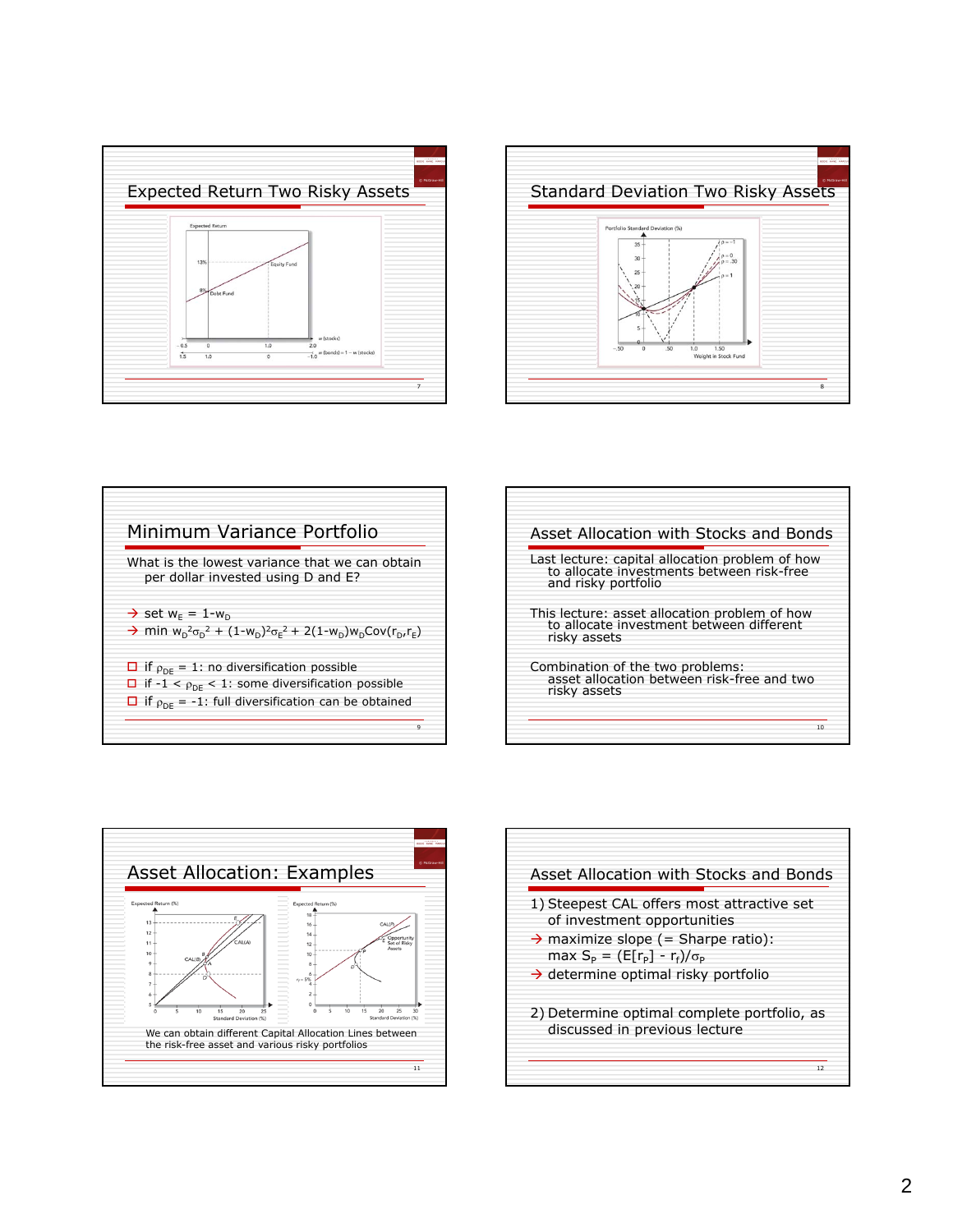## Expected Return Two Risky Assets

## Standard Deviation Two Risky Assets

## Minimum Variance Portfolio

What is the lowest variance that we can obtain per dollar invested using D and E?

- → set $w_E = 1 - w_D$
- → min $w_D^2\sigma_D^2 + (1-w_D)^2\sigma_E^2 + 2(1-w_D)w_D Cov(r_D, r_E)$

- if $\rho_{DE} = 1$: no diversification possible
- if $-1 < \rho_{DE} < 1$: some diversification possible
- if $\rho_{DE} = -1$: full diversification can be obtained

## Asset Allocation with Stocks and Bonds

Last lecture: capital allocation problem of how to allocate investments between risk-free and risky portfolio

This lecture: asset allocation problem of how to allocate investment between different risky assets

Combination of the two problems: asset allocation between risk-free and two risky assets

## Asset Allocation: Examples

We can obtain different Capital Allocation Lines between the risk-free asset and various risky portfolios

## Asset Allocation with Stocks and Bonds

1) Steepest CAL offers most attractive set of investment opportunities
   - → maximize slope (= Sharpe ratio): max $S_P = (E[r_P] - r_f)/\sigma_P$
   - → determine optimal risky portfolio

2) Determine optimal complete portfolio, as discussed in previous lecture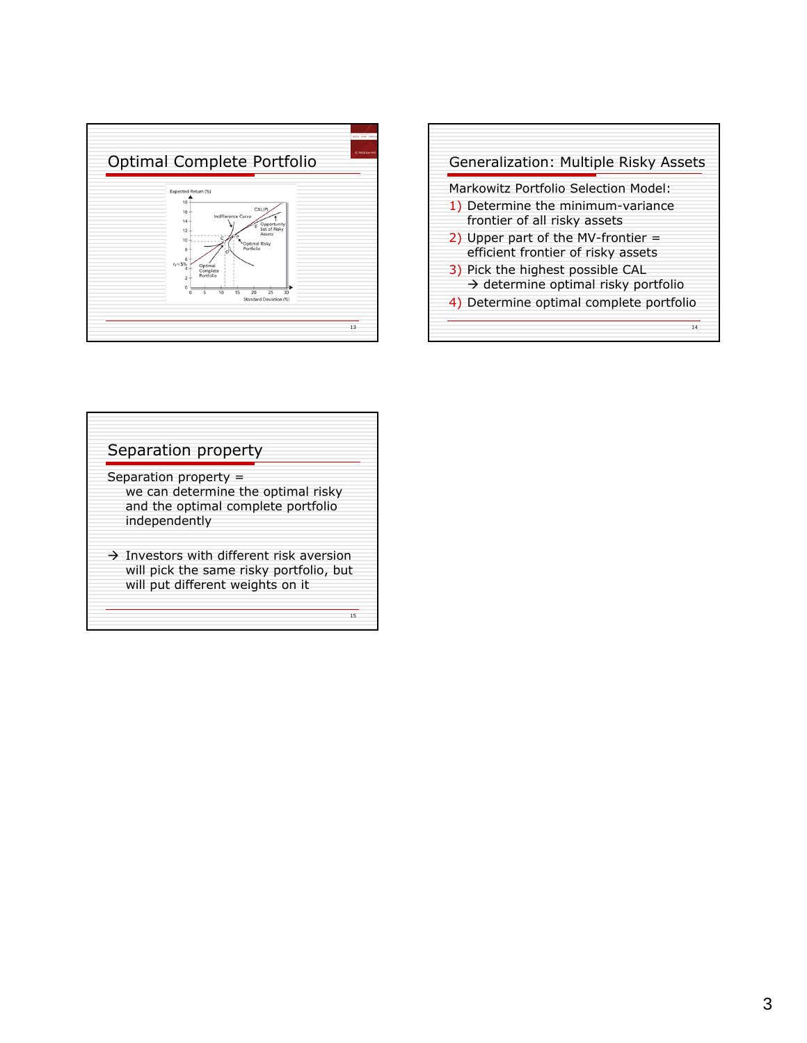## Optimal Complete Portfolio

Expected Return (%)

18
16
14
12
10
8
6
4
2
0

$r_f = 5\%$

Indifference Curve

CAL(P)

Opportunity Set of Risky Assets

E

C

P

D

Optimal Risky Portfolio

Optimal Complete Portfolio

0 5 10 15 20 25 30

Standard Deviation (%)

## Generalization: Multiple Risky Assets

Markowitz Portfolio Selection Model:

1) Determine the minimum-variance frontier of all risky assets
2) Upper part of the MV-frontier = efficient frontier of risky assets
3) Pick the highest possible CAL
   → determine optimal risky portfolio
4) Determine optimal complete portfolio

## Separation property

Separation property =
we can determine the optimal risky and the optimal complete portfolio independently

→ Investors with different risk aversion will pick the same risky portfolio, but will put different weights on it